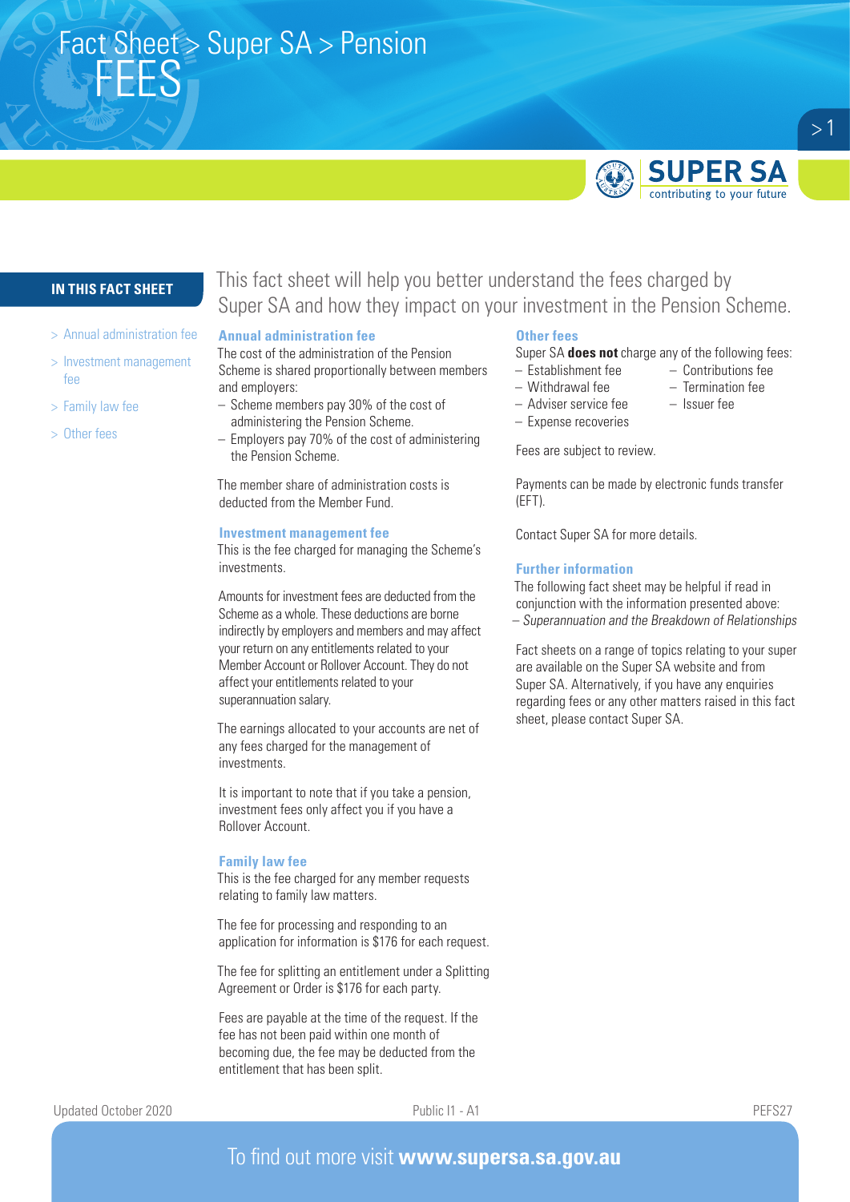# Fact Sheet > Super SA > Pension

# FEES

**IN THIS FACT SHEET**

- > Annual administration fee
- > Investment management fee
- > Family law fee
- > Other fees

This fact sheet will help you better understand the fees charged by Super SA and how they impact on your investment in the Pension Scheme.

## Annual administration fee

The cost of the administration of the Pension Scheme is shared proportionally between members and employers:

- Scheme members pay 30% of the cost of administering the Pension Scheme.
- Employers pay 70% of the cost of administering the Pension Scheme.

The member share of administration costs is deducted from the Member Fund.

## Investment management fee

This is the fee charged for managing the Scheme's investments.

Amounts for investment fees are deducted from the Scheme as a whole. These deductions are borne indirectly by employers and members and may affect your return on any entitlements related to your Member Account or Rollover Account. They do not affect your entitlements related to your superannuation salary.

The earnings allocated to your accounts are net of any fees charged for the management of investments.

It is important to note that if you take a pension, investment fees only affect you if you have a Rollover Account.

## Family law fee

This is the fee charged for any member requests relating to family law matters.

The fee for processing and responding to an application for information is $176 for each request.

The fee for splitting an entitlement under a Splitting Agreement or Order is $176 for each party.

Fees are payable at the time of the request. If the fee has not been paid within one month of becoming due, the fee may be deducted from the entitlement that has been split.

## Other fees

Super SA **does not** charge any of the following fees:

- Establishment fee
- Withdrawal fee
- Adviser service fee
- Expense recoveries
- Contributions fee
- Termination fee
- Issuer fee

Fees are subject to review.

Payments can be made by electronic funds transfer (EFT).

Contact Super SA for more details.

## Further information

The following fact sheet may be helpful if read in conjunction with the information presented above:

– *Superannuation and the Breakdown of Relationships*

Fact sheets on a range of topics relating to your super are available on the Super SA website and from Super SA. Alternatively, if you have any enquiries regarding fees or any other matters raised in this fact sheet, please contact Super SA.

Updated October 2020 | Public I1 - A1 | PEFS27

To find out more visit **www.supersa.sa.gov.au**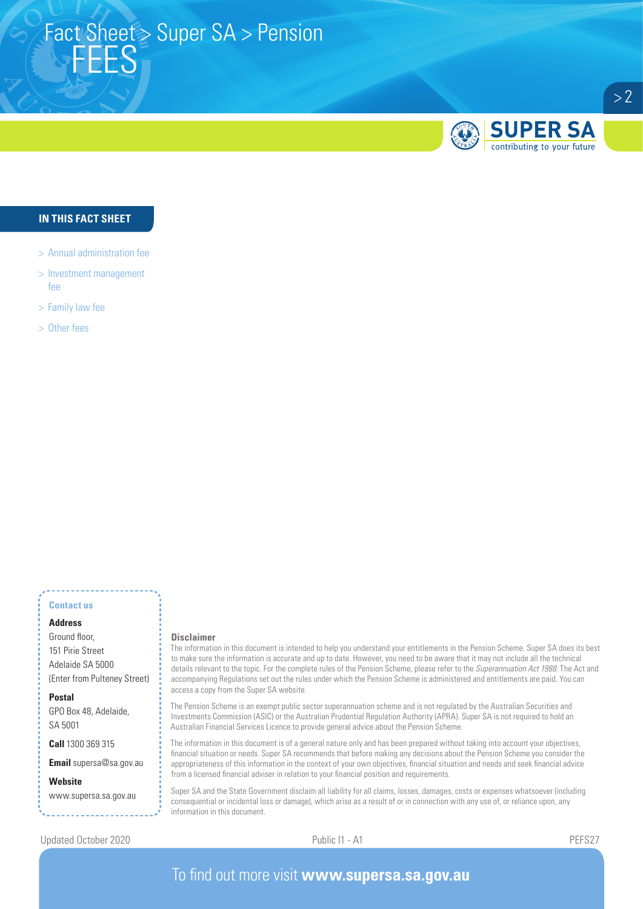# Fact Sheet > Super SA > Pension

# FEES

## IN THIS FACT SHEET

- > Annual administration fee
- > Investment management fee
- > Family law fee
- > Other fees

**Contact us**

**Address**
Ground floor,
151 Pirie Street
Adelaide SA 5000
(Enter from Pulteney Street)

**Postal**
GPO Box 48, Adelaide,
SA 5001

**Call** 1300 369 315

**Email** supersa@sa.gov.au

**Website**
www.supersa.sa.gov.au

**Disclaimer**

The information in this document is intended to help you understand your entitlements in the Pension Scheme. Super SA does its best to make sure the information is accurate and up to date. However, you need to be aware that it may not include all the technical details relevant to the topic. For the complete rules of the Pension Scheme, please refer to the *Superannuation Act 1988*. The Act and accompanying Regulations set out the rules under which the Pension Scheme is administered and entitlements are paid. You can access a copy from the Super SA website.

The Pension Scheme is an exempt public sector superannuation scheme and is not regulated by the Australian Securities and Investments Commission (ASIC) or the Australian Prudential Regulation Authority (APRA). Super SA is not required to hold an Australian Financial Services Licence to provide general advice about the Pension Scheme.

The information in this document is of a general nature only and has been prepared without taking into account your objectives, financial situation or needs. Super SA recommends that before making any decisions about the Pension Scheme you consider the appropriateness of this information in the context of your own objectives, financial situation and needs and seek financial advice from a licensed financial adviser in relation to your financial position and requirements.

Super SA and the State Government disclaim all liability for all claims, losses, damages, costs or expenses whatsoever (including consequential or incidental loss or damage), which arise as a result of or in connection with any use of, or reliance upon, any information in this document.

Updated October 2020 Public I1 - A1 PEFS27

To find out more visit **www.supersa.sa.gov.au**